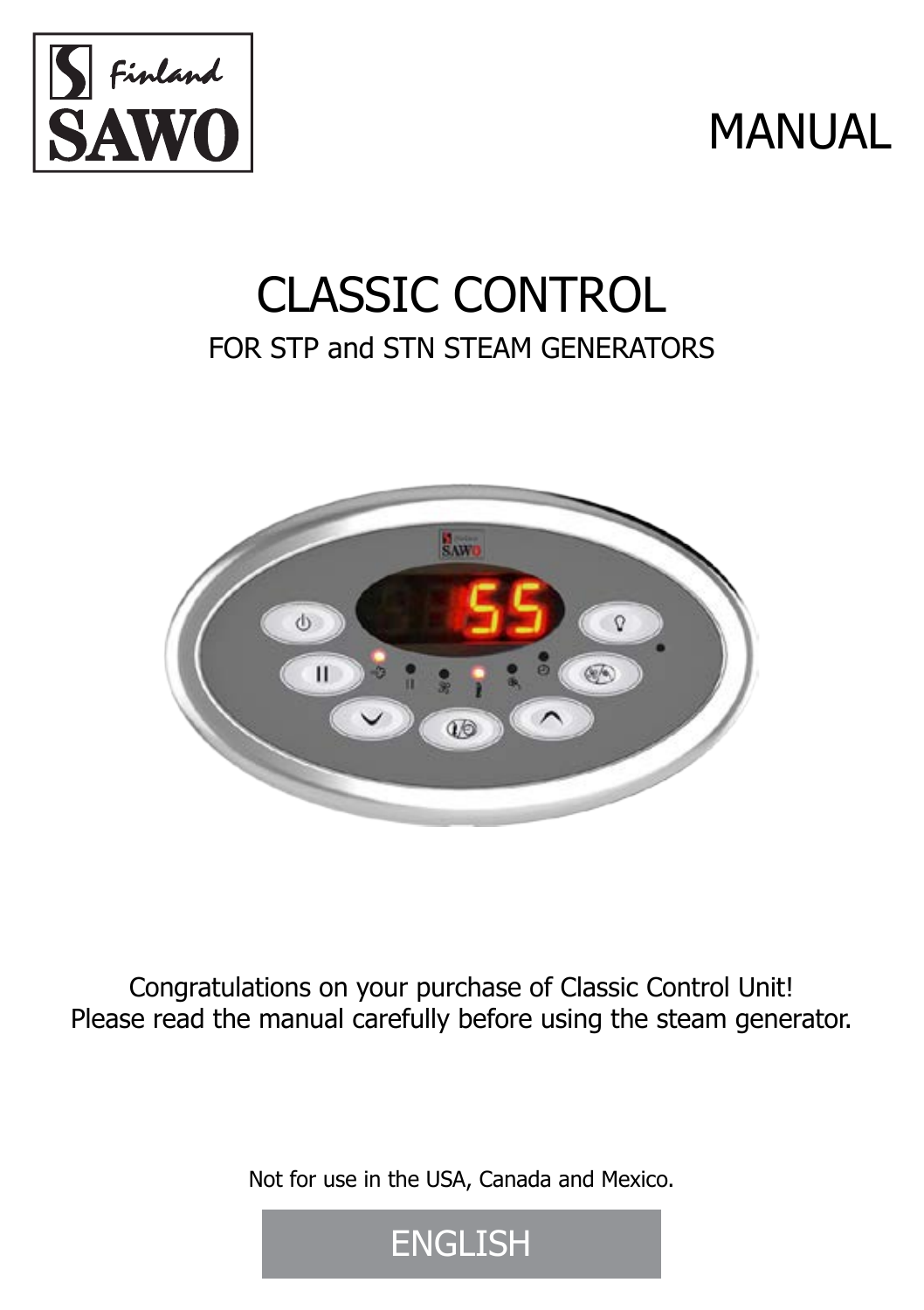SAWO Finland

# MANUAL

# CLASSIC CONTROL

## FOR STP and STN STEAM GENERATORS

Congratulations on your purchase of Classic Control Unit!
Please read the manual carefully before using the steam generator.

Not for use in the USA, Canada and Mexico.

ENGLISH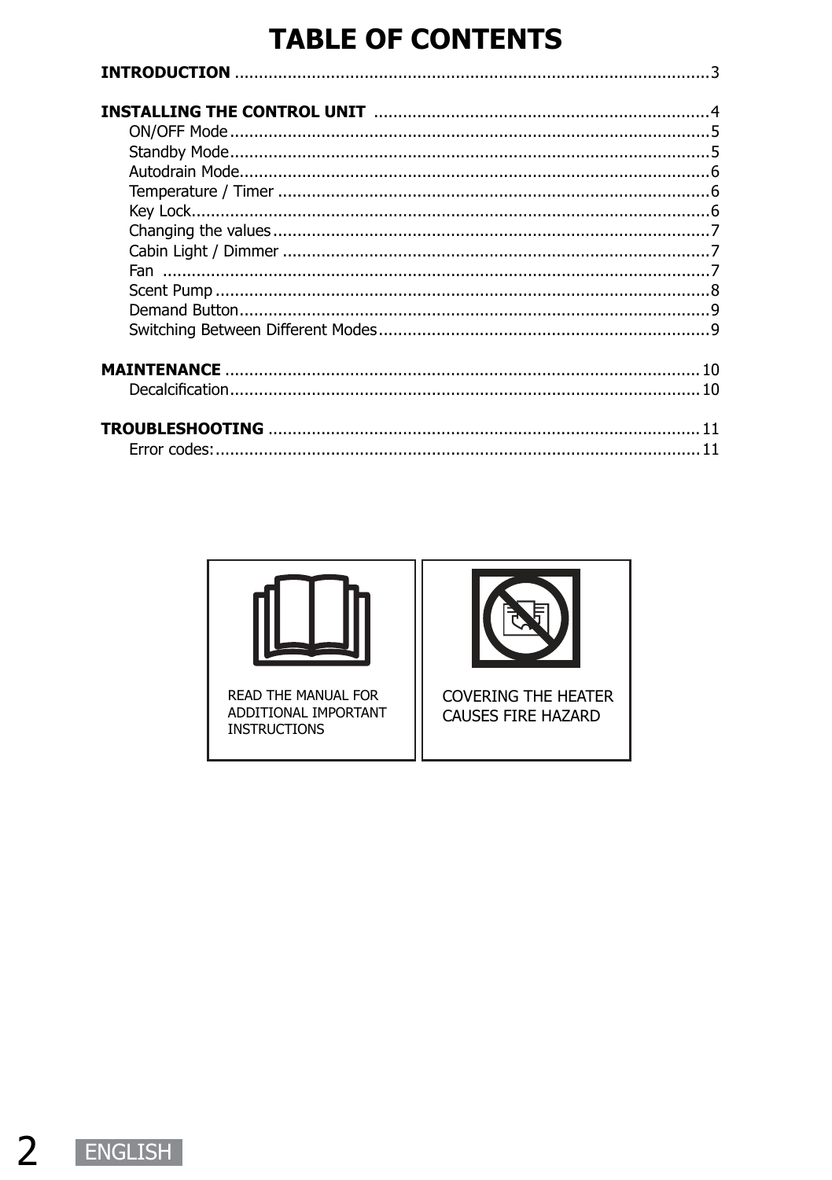# TABLE OF CONTENTS

**INTRODUCTION** .......... 3

**INSTALLING THE CONTROL UNIT** .......... 4
- ON/OFF Mode .......... 5
- Standby Mode .......... 5
- Autodrain Mode .......... 6
- Temperature / Timer .......... 6
- Key Lock .......... 6
- Changing the values .......... 7
- Cabin Light / Dimmer .......... 7
- Fan .......... 7
- Scent Pump .......... 8
- Demand Button .......... 9
- Switching Between Different Modes .......... 9

**MAINTENANCE** .......... 10
- Decalcification .......... 10

**TROUBLESHOOTING** .......... 11
- Error codes: .......... 11

READ THE MANUAL FOR ADDITIONAL IMPORTANT INSTRUCTIONS

COVERING THE HEATER CAUSES FIRE HAZARD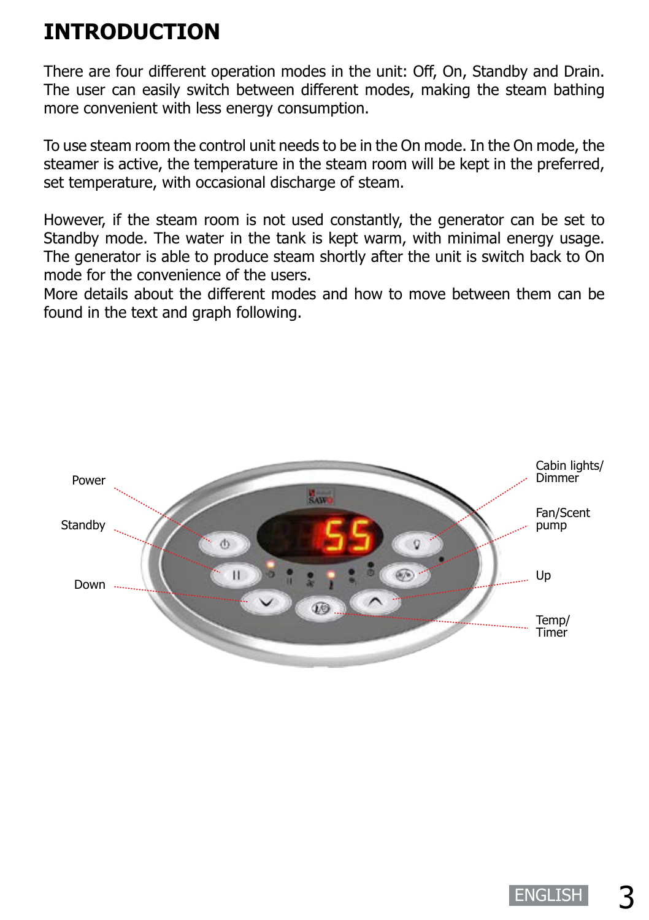# INTRODUCTION

There are four different operation modes in the unit: Off, On, Standby and Drain. The user can easily switch between different modes, making the steam bathing more convenient with less energy consumption.

To use steam room the control unit needs to be in the On mode. In the On mode, the steamer is active, the temperature in the steam room will be kept in the preferred, set temperature, with occasional discharge of steam.

However, if the steam room is not used constantly, the generator can be set to Standby mode. The water in the tank is kept warm, with minimal energy usage. The generator is able to produce steam shortly after the unit is switch back to On mode for the convenience of the users.
More details about the different modes and how to move between them can be found in the text and graph following.

Power

Standby

Down

Cabin lights/ Dimmer

Fan/Scent pump

Up

Temp/ Timer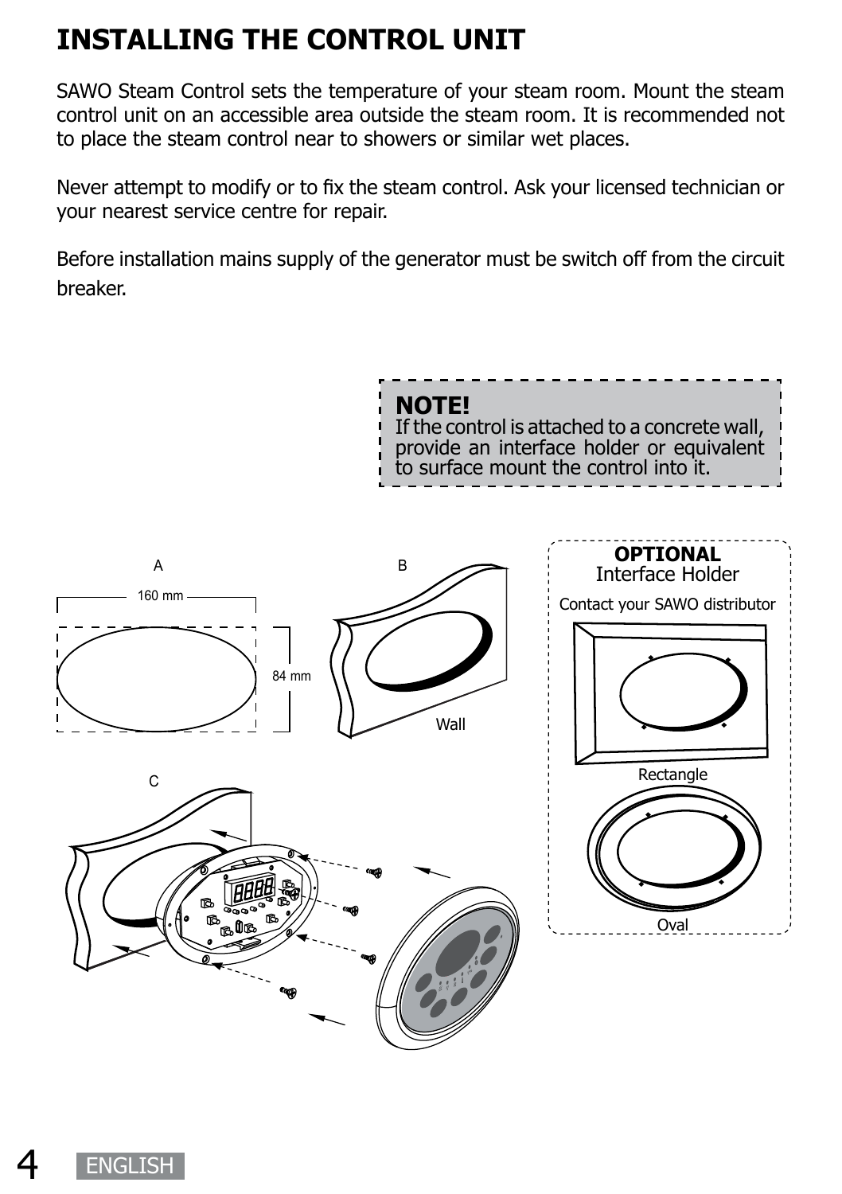# INSTALLING THE CONTROL UNIT

SAWO Steam Control sets the temperature of your steam room. Mount the steam control unit on an accessible area outside the steam room. It is recommended not to place the steam control near to showers or similar wet places.

Never attempt to modify or to fix the steam control. Ask your licensed technician or your nearest service centre for repair.

Before installation mains supply of the generator must be switch off from the circuit breaker.

**NOTE!**
If the control is attached to a concrete wall, provide an interface holder or equivalent to surface mount the control into it.

A

160 mm

84 mm

B

Wall

C

**OPTIONAL**
Interface Holder

Contact your SAWO distributor

Rectangle

Oval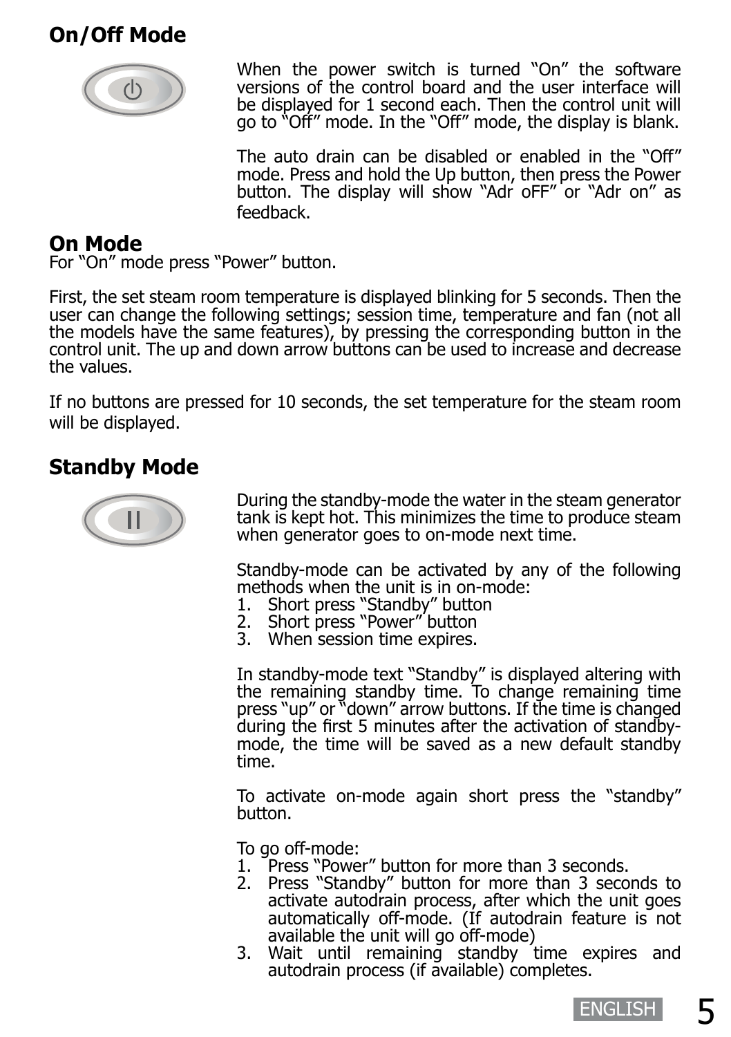## On/Off Mode

When the power switch is turned "On" the software versions of the control board and the user interface will be displayed for 1 second each. Then the control unit will go to "Off" mode. In the "Off" mode, the display is blank.

The auto drain can be disabled or enabled in the "Off" mode. Press and hold the Up button, then press the Power button. The display will show "Adr oFF" or "Adr on" as feedback.

## On Mode

For "On" mode press "Power" button.

First, the set steam room temperature is displayed blinking for 5 seconds. Then the user can change the following settings; session time, temperature and fan (not all the models have the same features), by pressing the corresponding button in the control unit. The up and down arrow buttons can be used to increase and decrease the values.

If no buttons are pressed for 10 seconds, the set temperature for the steam room will be displayed.

## Standby Mode

During the standby-mode the water in the steam generator tank is kept hot. This minimizes the time to produce steam when generator goes to on-mode next time.

Standby-mode can be activated by any of the following methods when the unit is in on-mode:

1. Short press "Standby" button
2. Short press "Power" button
3. When session time expires.

In standby-mode text "Standby" is displayed altering with the remaining standby time. To change remaining time press "up" or "down" arrow buttons. If the time is changed during the first 5 minutes after the activation of standby-mode, the time will be saved as a new default standby time.

To activate on-mode again short press the "standby" button.

To go off-mode:

1. Press "Power" button for more than 3 seconds.
2. Press "Standby" button for more than 3 seconds to activate autodrain process, after which the unit goes automatically off-mode. (If autodrain feature is not available the unit will go off-mode)
3. Wait until remaining standby time expires and autodrain process (if available) completes.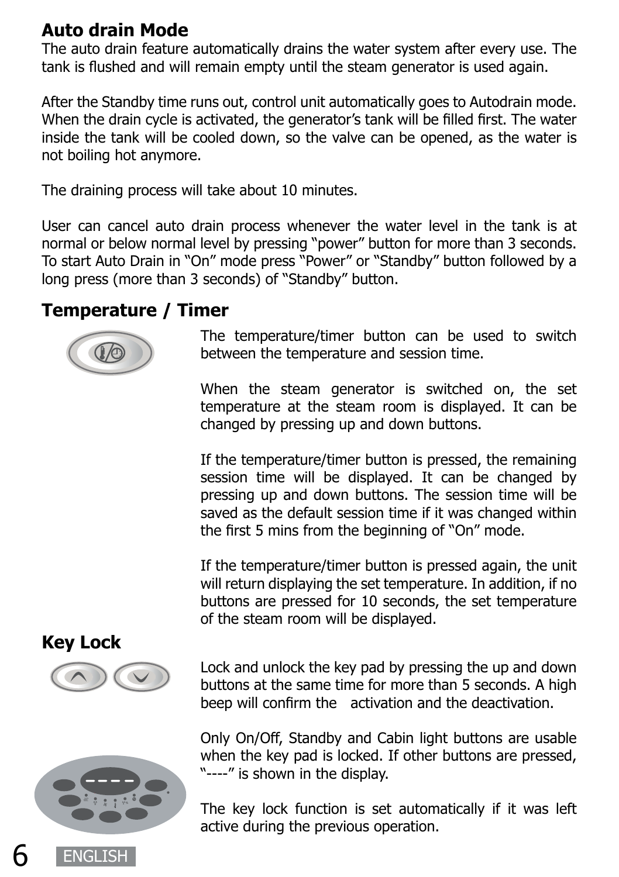## Auto drain Mode

The auto drain feature automatically drains the water system after every use. The tank is flushed and will remain empty until the steam generator is used again.

After the Standby time runs out, control unit automatically goes to Autodrain mode. When the drain cycle is activated, the generator's tank will be filled first. The water inside the tank will be cooled down, so the valve can be opened, as the water is not boiling hot anymore.

The draining process will take about 10 minutes.

User can cancel auto drain process whenever the water level in the tank is at normal or below normal level by pressing "power" button for more than 3 seconds. To start Auto Drain in "On" mode press "Power" or "Standby" button followed by a long press (more than 3 seconds) of "Standby" button.

## Temperature / Timer

The temperature/timer button can be used to switch between the temperature and session time.

When the steam generator is switched on, the set temperature at the steam room is displayed. It can be changed by pressing up and down buttons.

If the temperature/timer button is pressed, the remaining session time will be displayed. It can be changed by pressing up and down buttons. The session time will be saved as the default session time if it was changed within the first 5 mins from the beginning of "On" mode.

If the temperature/timer button is pressed again, the unit will return displaying the set temperature. In addition, if no buttons are pressed for 10 seconds, the set temperature of the steam room will be displayed.

## Key Lock

Lock and unlock the key pad by pressing the up and down buttons at the same time for more than 5 seconds. A high beep will confirm the activation and the deactivation.

Only On/Off, Standby and Cabin light buttons are usable when the key pad is locked. If other buttons are pressed, "----" is shown in the display.

The key lock function is set automatically if it was left active during the previous operation.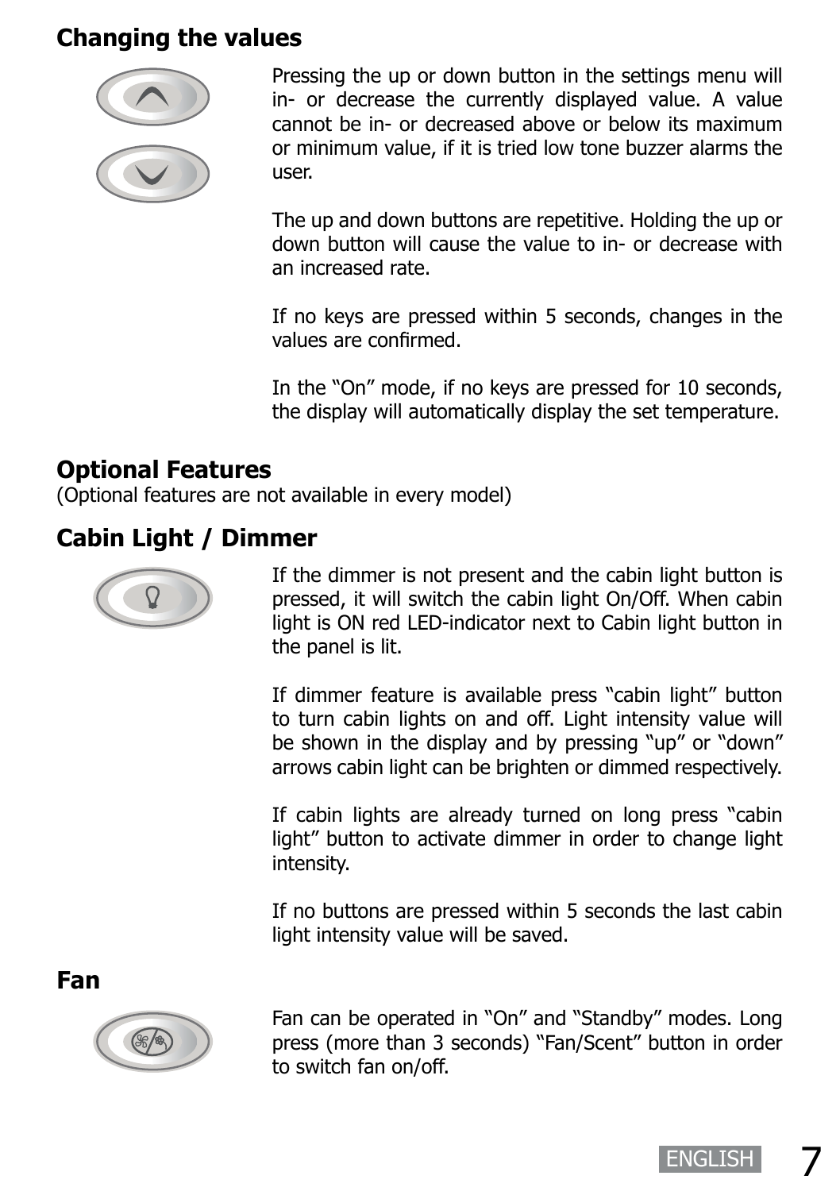## Changing the values

Pressing the up or down button in the settings menu will in- or decrease the currently displayed value. A value cannot be in- or decreased above or below its maximum or minimum value, if it is tried low tone buzzer alarms the user.

The up and down buttons are repetitive. Holding the up or down button will cause the value to in- or decrease with an increased rate.

If no keys are pressed within 5 seconds, changes in the values are confirmed.

In the "On" mode, if no keys are pressed for 10 seconds, the display will automatically display the set temperature.

## Optional Features

(Optional features are not available in every model)

## Cabin Light / Dimmer

If the dimmer is not present and the cabin light button is pressed, it will switch the cabin light On/Off. When cabin light is ON red LED-indicator next to Cabin light button in the panel is lit.

If dimmer feature is available press "cabin light" button to turn cabin lights on and off. Light intensity value will be shown in the display and by pressing "up" or "down" arrows cabin light can be brighten or dimmed respectively.

If cabin lights are already turned on long press "cabin light" button to activate dimmer in order to change light intensity.

If no buttons are pressed within 5 seconds the last cabin light intensity value will be saved.

## Fan

Fan can be operated in "On" and "Standby" modes. Long press (more than 3 seconds) "Fan/Scent" button in order to switch fan on/off.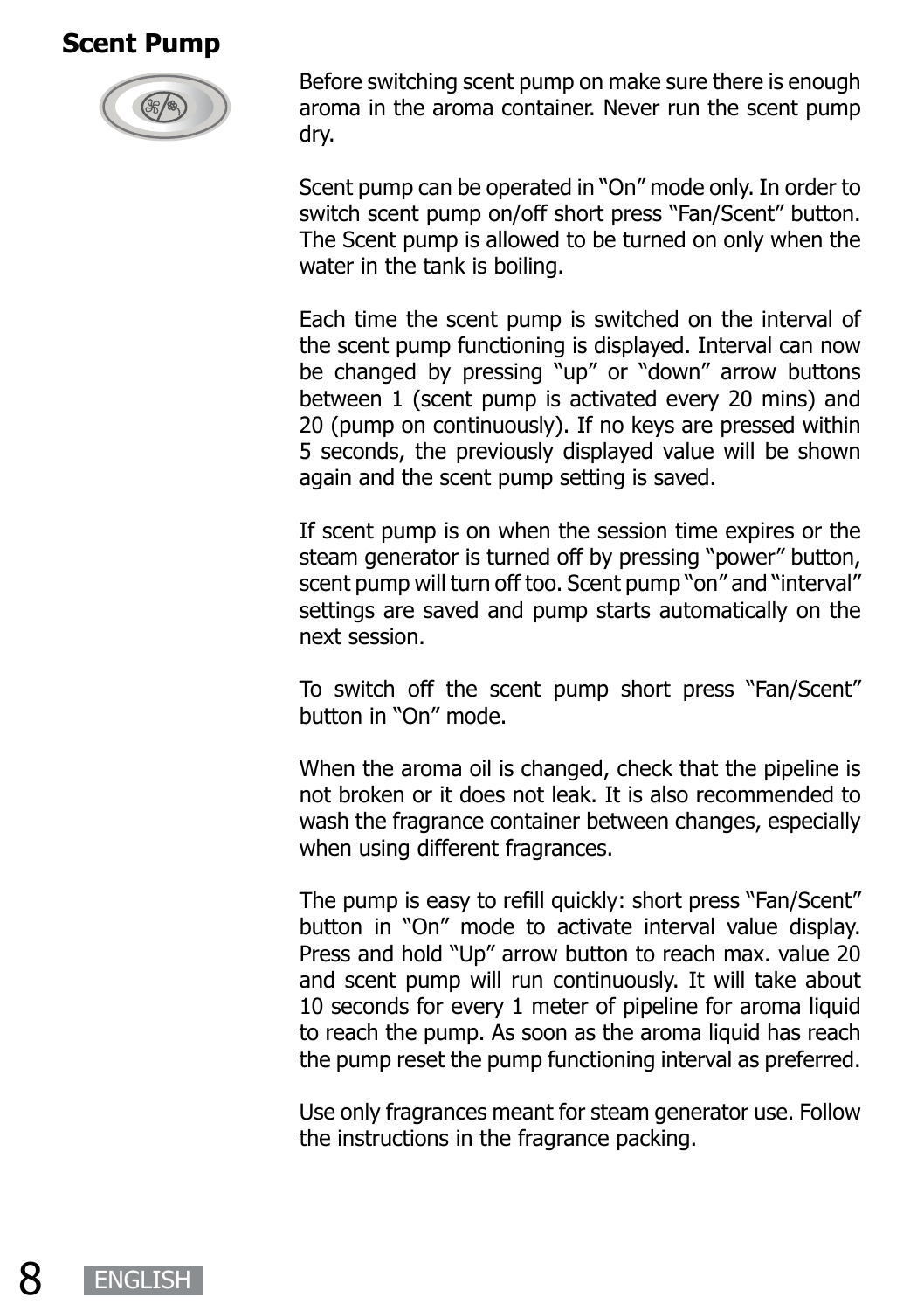## Scent Pump

Before switching scent pump on make sure there is enough aroma in the aroma container. Never run the scent pump dry.

Scent pump can be operated in "On" mode only. In order to switch scent pump on/off short press "Fan/Scent" button. The Scent pump is allowed to be turned on only when the water in the tank is boiling.

Each time the scent pump is switched on the interval of the scent pump functioning is displayed. Interval can now be changed by pressing "up" or "down" arrow buttons between 1 (scent pump is activated every 20 mins) and 20 (pump on continuously). If no keys are pressed within 5 seconds, the previously displayed value will be shown again and the scent pump setting is saved.

If scent pump is on when the session time expires or the steam generator is turned off by pressing "power" button, scent pump will turn off too. Scent pump "on" and "interval" settings are saved and pump starts automatically on the next session.

To switch off the scent pump short press "Fan/Scent" button in "On" mode.

When the aroma oil is changed, check that the pipeline is not broken or it does not leak. It is also recommended to wash the fragrance container between changes, especially when using different fragrances.

The pump is easy to refill quickly: short press "Fan/Scent" button in "On" mode to activate interval value display. Press and hold "Up" arrow button to reach max. value 20 and scent pump will run continuously. It will take about 10 seconds for every 1 meter of pipeline for aroma liquid to reach the pump. As soon as the aroma liquid has reach the pump reset the pump functioning interval as preferred.

Use only fragrances meant for steam generator use. Follow the instructions in the fragrance packing.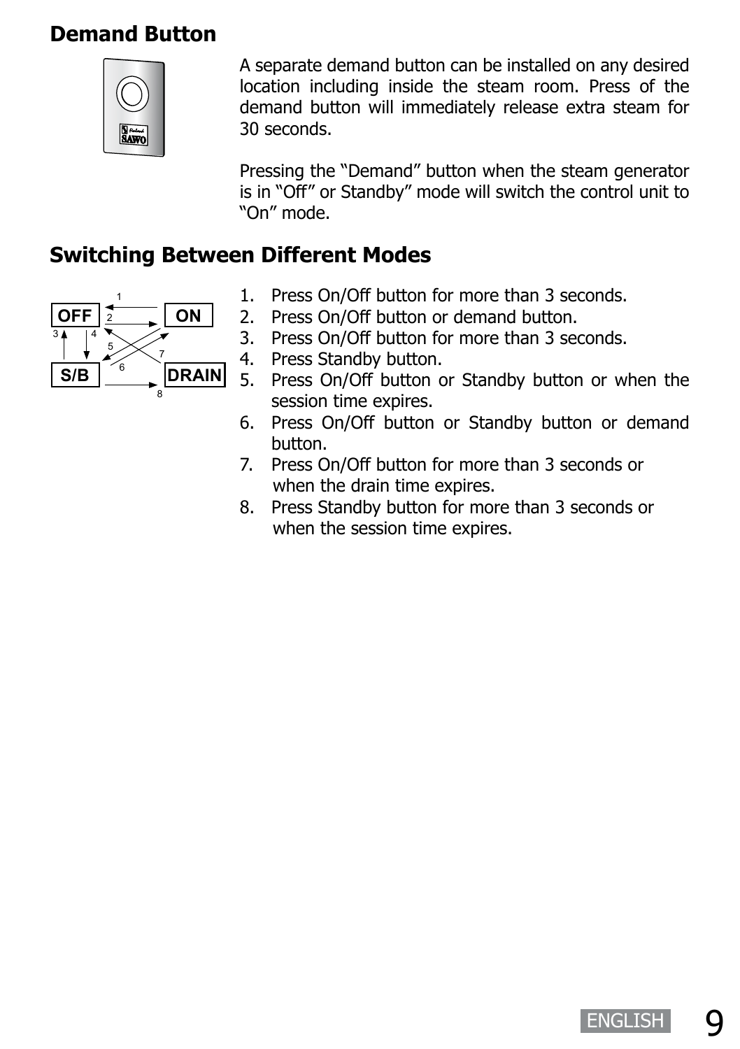## Demand Button

A separate demand button can be installed on any desired location including inside the steam room. Press of the demand button will immediately release extra steam for 30 seconds.

Pressing the "Demand" button when the steam generator is in "Off" or Standby" mode will switch the control unit to "On" mode.

## Switching Between Different Modes

1. Press On/Off button for more than 3 seconds.
2. Press On/Off button or demand button.
3. Press On/Off button for more than 3 seconds.
4. Press Standby button.
5. Press On/Off button or Standby button or when the session time expires.
6. Press On/Off button or Standby button or demand button.
7. Press On/Off button for more than 3 seconds or when the drain time expires.
8. Press Standby button for more than 3 seconds or when the session time expires.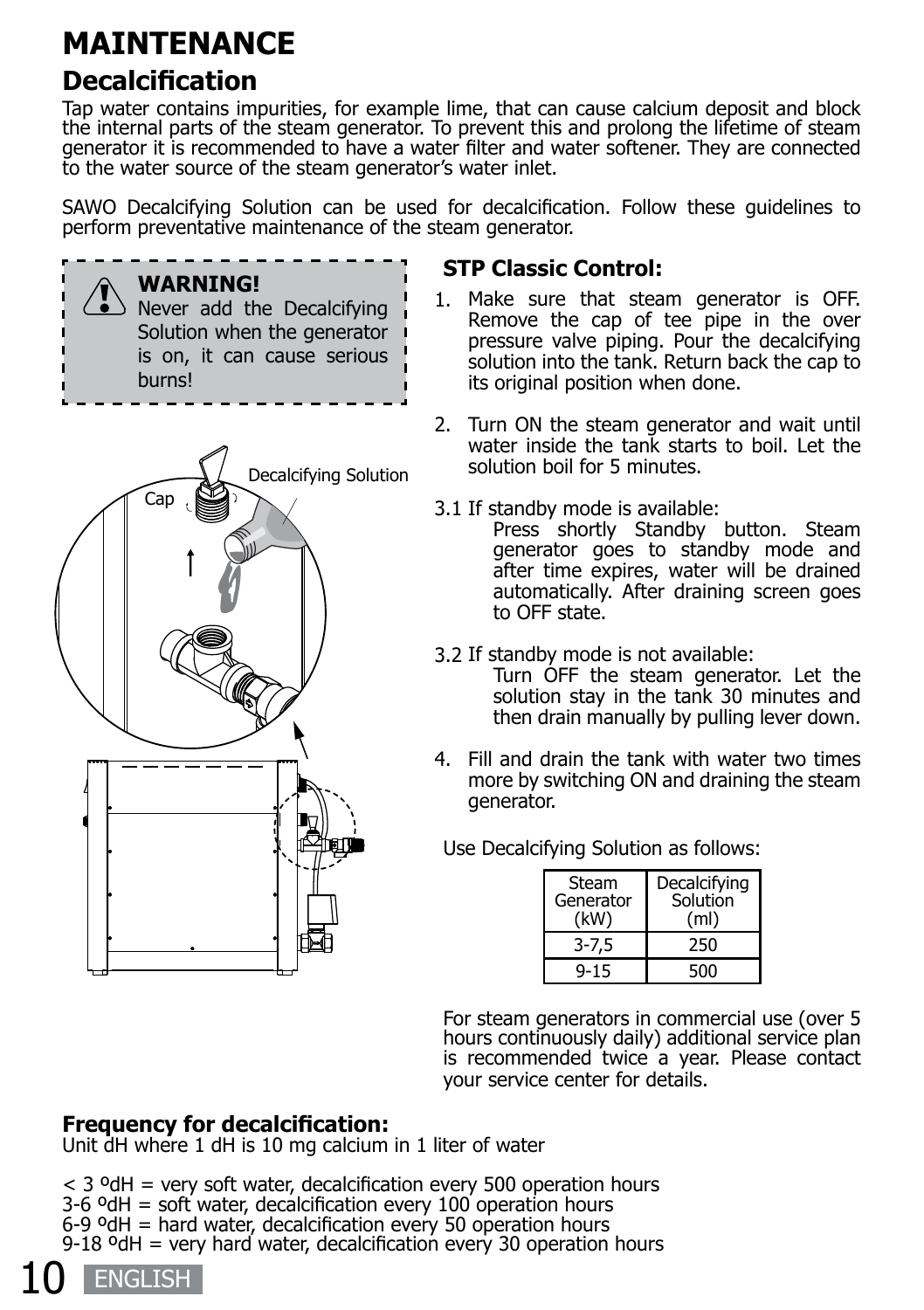# MAINTENANCE

## Decalcification

Tap water contains impurities, for example lime, that can cause calcium deposit and block the internal parts of the steam generator. To prevent this and prolong the lifetime of steam generator it is recommended to have a water filter and water softener. They are connected to the water source of the steam generator's water inlet.

SAWO Decalcifying Solution can be used for decalcification. Follow these guidelines to perform preventative maintenance of the steam generator.

**WARNING!**
Never add the Decalcifying Solution when the generator is on, it can cause serious burns!

Cap

Decalcifying Solution

### STP Classic Control:

1. Make sure that steam generator is OFF. Remove the cap of tee pipe in the over pressure valve piping. Pour the decalcifying solution into the tank. Return back the cap to its original position when done.

2. Turn ON the steam generator and wait until water inside the tank starts to boil. Let the solution boil for 5 minutes.

3.1 If standby mode is available:
Press shortly Standby button. Steam generator goes to standby mode and after time expires, water will be drained automatically. After draining screen goes to OFF state.

3.2 If standby mode is not available:
Turn OFF the steam generator. Let the solution stay in the tank 30 minutes and then drain manually by pulling lever down.

4. Fill and drain the tank with water two times more by switching ON and draining the steam generator.

Use Decalcifying Solution as follows:

| Steam Generator (kW) | Decalcifying Solution (ml) |
|---|---|
| 3-7,5 | 250 |
| 9-15 | 500 |

For steam generators in commercial use (over 5 hours continuously daily) additional service plan is recommended twice a year. Please contact your service center for details.

**Frequency for decalcification:**
Unit dH where 1 dH is 10 mg calcium in 1 liter of water

< 3 ºdH = very soft water, decalcification every 500 operation hours
3-6 ºdH = soft water, decalcification every 100 operation hours
6-9 ºdH = hard water, decalcification every 50 operation hours
9-18 ºdH = very hard water, decalcification every 30 operation hours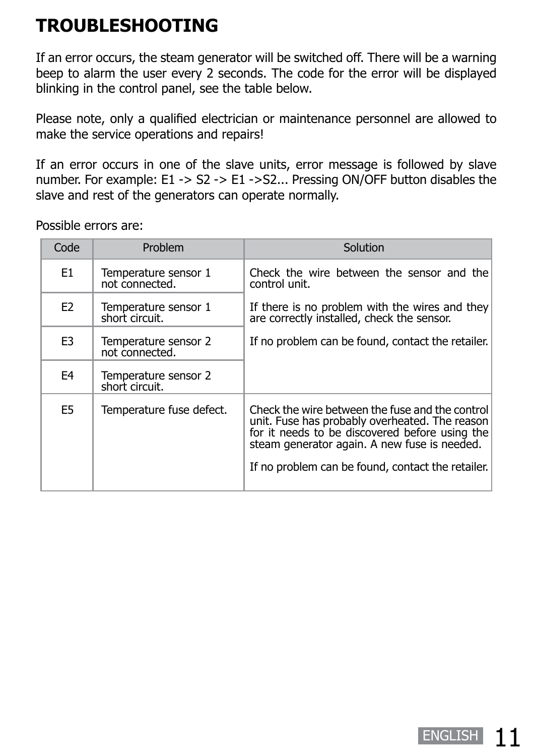# TROUBLESHOOTING

If an error occurs, the steam generator will be switched off. There will be a warning beep to alarm the user every 2 seconds. The code for the error will be displayed blinking in the control panel, see the table below.

Please note, only a qualified electrician or maintenance personnel are allowed to make the service operations and repairs!

If an error occurs in one of the slave units, error message is followed by slave number. For example: E1 -> S2 -> E1 ->S2... Pressing ON/OFF button disables the slave and rest of the generators can operate normally.

Possible errors are:

| Code | Problem | Solution |
|---|---|---|
| E1 | Temperature sensor 1 not connected. | Check the wire between the sensor and the control unit.<br><br>If there is no problem with the wires and they are correctly installed, check the sensor.<br><br>If no problem can be found, contact the retailer. |
| E2 | Temperature sensor 1 short circuit. | |
| E3 | Temperature sensor 2 not connected. | |
| E4 | Temperature sensor 2 short circuit. | |
| E5 | Temperature fuse defect. | Check the wire between the fuse and the control unit. Fuse has probably overheated. The reason for it needs to be discovered before using the steam generator again. A new fuse is needed.<br><br>If no problem can be found, contact the retailer. |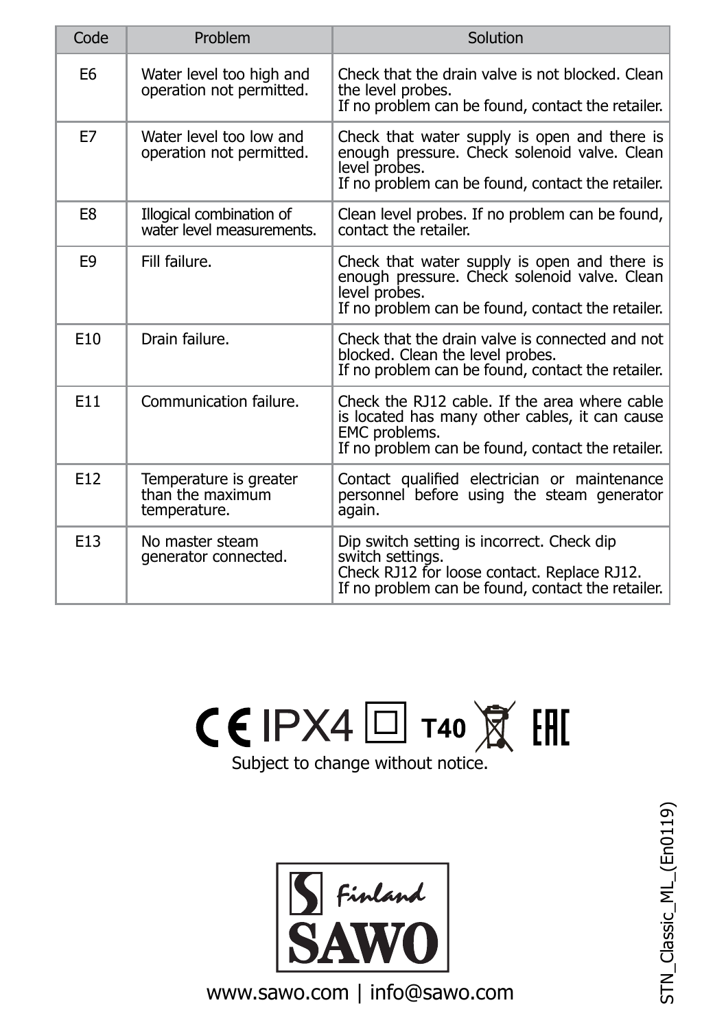| Code | Problem | Solution |
| --- | --- | --- |
| E6 | Water level too high and operation not permitted. | Check that the drain valve is not blocked. Clean the level probes.<br>If no problem can be found, contact the retailer. |
| E7 | Water level too low and operation not permitted. | Check that water supply is open and there is enough pressure. Check solenoid valve. Clean level probes.<br>If no problem can be found, contact the retailer. |
| E8 | Illogical combination of water level measurements. | Clean level probes. If no problem can be found, contact the retailer. |
| E9 | Fill failure. | Check that water supply is open and there is enough pressure. Check solenoid valve. Clean level probes.<br>If no problem can be found, contact the retailer. |
| E10 | Drain failure. | Check that the drain valve is connected and not blocked. Clean the level probes.<br>If no problem can be found, contact the retailer. |
| E11 | Communication failure. | Check the RJ12 cable. If the area where cable is located has many other cables, it can cause EMC problems.<br>If no problem can be found, contact the retailer. |
| E12 | Temperature is greater than the maximum temperature. | Contact qualified electrician or maintenance personnel before using the steam generator again. |
| E13 | No master steam generator connected. | Dip switch setting is incorrect. Check dip switch settings.<br>Check RJ12 for loose contact. Replace RJ12.<br>If no problem can be found, contact the retailer. |

CE IPX4 T40

Subject to change without notice.

SAWO Finland

www.sawo.com | info@sawo.com

STN_Classic_ML_(En0119)